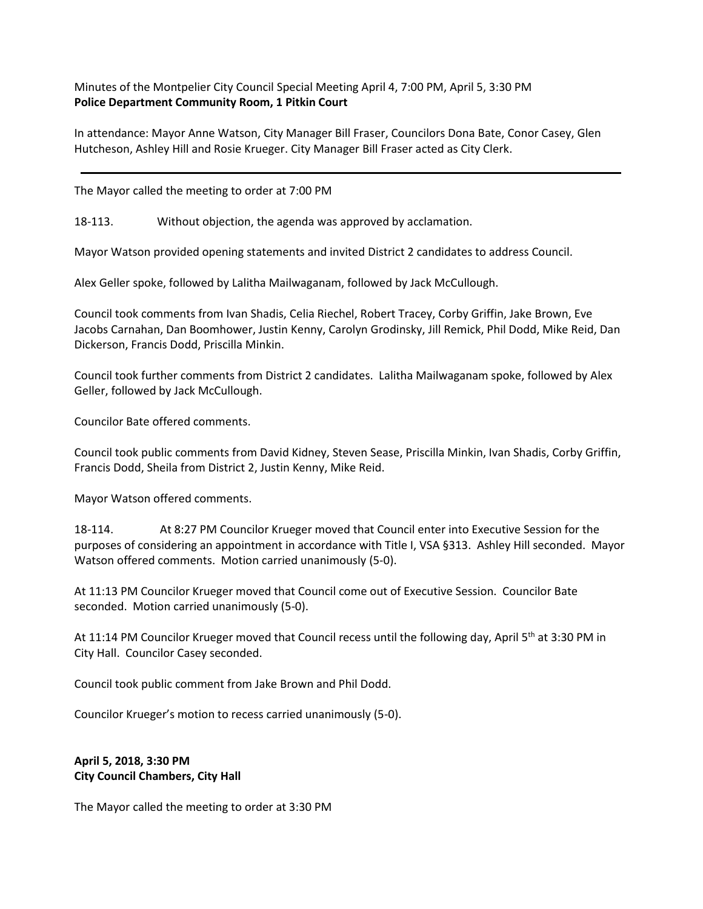Minutes of the Montpelier City Council Special Meeting April 4, 7:00 PM, April 5, 3:30 PM
**Police Department Community Room, 1 Pitkin Court**

In attendance: Mayor Anne Watson, City Manager Bill Fraser, Councilors Dona Bate, Conor Casey, Glen Hutcheson, Ashley Hill and Rosie Krueger. City Manager Bill Fraser acted as City Clerk.

---

The Mayor called the meeting to order at 7:00 PM

18-113. Without objection, the agenda was approved by acclamation.

Mayor Watson provided opening statements and invited District 2 candidates to address Council.

Alex Geller spoke, followed by Lalitha Mailwaganam, followed by Jack McCullough.

Council took comments from Ivan Shadis, Celia Riechel, Robert Tracey, Corby Griffin, Jake Brown, Eve Jacobs Carnahan, Dan Boomhower, Justin Kenny, Carolyn Grodinsky, Jill Remick, Phil Dodd, Mike Reid, Dan Dickerson, Francis Dodd, Priscilla Minkin.

Council took further comments from District 2 candidates. Lalitha Mailwaganam spoke, followed by Alex Geller, followed by Jack McCullough.

Councilor Bate offered comments.

Council took public comments from David Kidney, Steven Sease, Priscilla Minkin, Ivan Shadis, Corby Griffin, Francis Dodd, Sheila from District 2, Justin Kenny, Mike Reid.

Mayor Watson offered comments.

18-114. At 8:27 PM Councilor Krueger moved that Council enter into Executive Session for the purposes of considering an appointment in accordance with Title I, VSA §313. Ashley Hill seconded. Mayor Watson offered comments. Motion carried unanimously (5-0).

At 11:13 PM Councilor Krueger moved that Council come out of Executive Session. Councilor Bate seconded. Motion carried unanimously (5-0).

At 11:14 PM Councilor Krueger moved that Council recess until the following day, April 5th at 3:30 PM in City Hall. Councilor Casey seconded.

Council took public comment from Jake Brown and Phil Dodd.

Councilor Krueger's motion to recess carried unanimously (5-0).

**April 5, 2018, 3:30 PM**
**City Council Chambers, City Hall**

The Mayor called the meeting to order at 3:30 PM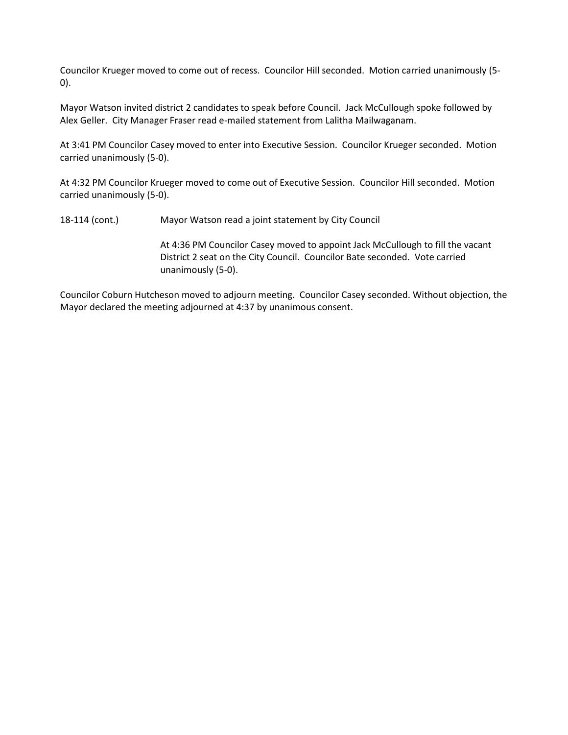Councilor Krueger moved to come out of recess. Councilor Hill seconded. Motion carried unanimously (5-0).

Mayor Watson invited district 2 candidates to speak before Council. Jack McCullough spoke followed by Alex Geller. City Manager Fraser read e-mailed statement from Lalitha Mailwaganam.

At 3:41 PM Councilor Casey moved to enter into Executive Session. Councilor Krueger seconded. Motion carried unanimously (5-0).

At 4:32 PM Councilor Krueger moved to come out of Executive Session. Councilor Hill seconded. Motion carried unanimously (5-0).

18-114 (cont.) Mayor Watson read a joint statement by City Council

At 4:36 PM Councilor Casey moved to appoint Jack McCullough to fill the vacant District 2 seat on the City Council. Councilor Bate seconded. Vote carried unanimously (5-0).

Councilor Coburn Hutcheson moved to adjourn meeting. Councilor Casey seconded. Without objection, the Mayor declared the meeting adjourned at 4:37 by unanimous consent.